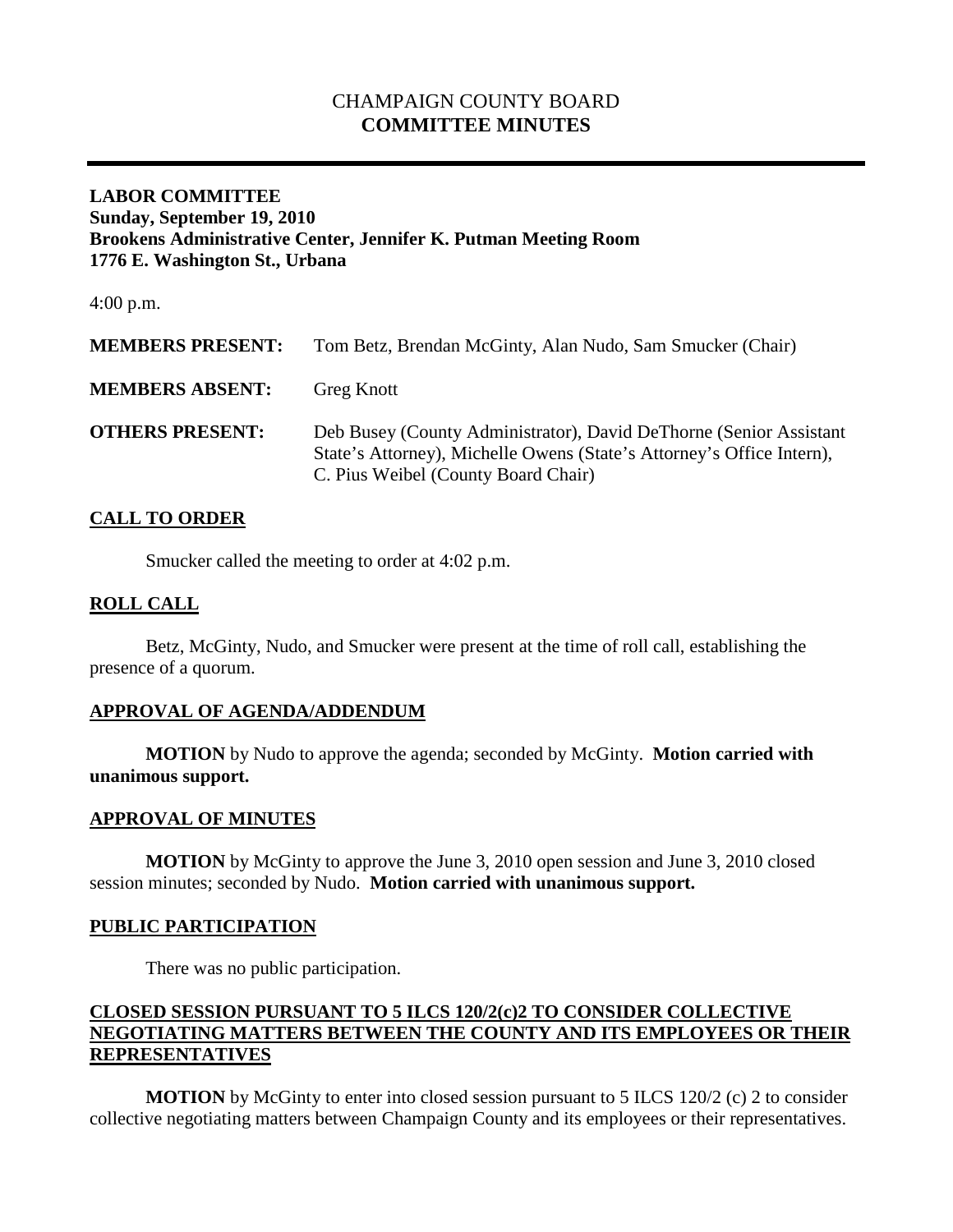# CHAMPAIGN COUNTY BOARD
# **COMMITTEE MINUTES**

---

**LABOR COMMITTEE**
**Sunday, September 19, 2010**
**Brookens Administrative Center, Jennifer K. Putman Meeting Room**
**1776 E. Washington St., Urbana**

4:00 p.m.

| | |
|---|---|
| **MEMBERS PRESENT:** | Tom Betz, Brendan McGinty, Alan Nudo, Sam Smucker (Chair) |
| **MEMBERS ABSENT:** | Greg Knott |
| **OTHERS PRESENT:** | Deb Busey (County Administrator), David DeThorne (Senior Assistant State's Attorney), Michelle Owens (State's Attorney's Office Intern), C. Pius Weibel (County Board Chair) |

## CALL TO ORDER

Smucker called the meeting to order at 4:02 p.m.

## ROLL CALL

Betz, McGinty, Nudo, and Smucker were present at the time of roll call, establishing the presence of a quorum.

## APPROVAL OF AGENDA/ADDENDUM

**MOTION** by Nudo to approve the agenda; seconded by McGinty. **Motion carried with unanimous support.**

## APPROVAL OF MINUTES

**MOTION** by McGinty to approve the June 3, 2010 open session and June 3, 2010 closed session minutes; seconded by Nudo. **Motion carried with unanimous support.**

## PUBLIC PARTICIPATION

There was no public participation.

## CLOSED SESSION PURSUANT TO 5 ILCS 120/2(c)2 TO CONSIDER COLLECTIVE NEGOTIATING MATTERS BETWEEN THE COUNTY AND ITS EMPLOYEES OR THEIR REPRESENTATIVES

**MOTION** by McGinty to enter into closed session pursuant to 5 ILCS 120/2 (c) 2 to consider collective negotiating matters between Champaign County and its employees or their representatives.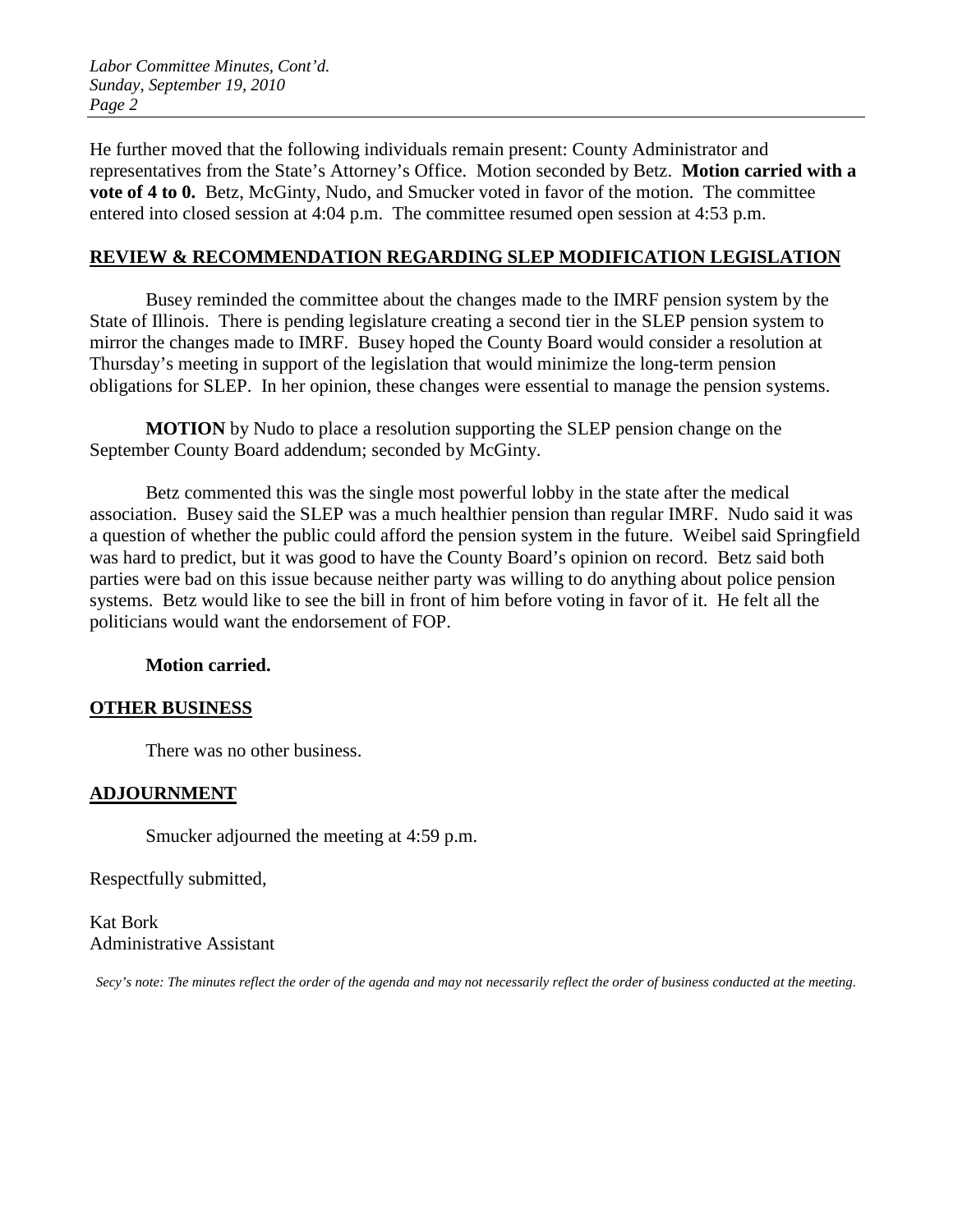He further moved that the following individuals remain present: County Administrator and representatives from the State's Attorney's Office. Motion seconded by Betz. **Motion carried with a vote of 4 to 0.** Betz, McGinty, Nudo, and Smucker voted in favor of the motion. The committee entered into closed session at 4:04 p.m. The committee resumed open session at 4:53 p.m.

## REVIEW & RECOMMENDATION REGARDING SLEP MODIFICATION LEGISLATION

Busey reminded the committee about the changes made to the IMRF pension system by the State of Illinois. There is pending legislature creating a second tier in the SLEP pension system to mirror the changes made to IMRF. Busey hoped the County Board would consider a resolution at Thursday's meeting in support of the legislation that would minimize the long-term pension obligations for SLEP. In her opinion, these changes were essential to manage the pension systems.

**MOTION** by Nudo to place a resolution supporting the SLEP pension change on the September County Board addendum; seconded by McGinty.

Betz commented this was the single most powerful lobby in the state after the medical association. Busey said the SLEP was a much healthier pension than regular IMRF. Nudo said it was a question of whether the public could afford the pension system in the future. Weibel said Springfield was hard to predict, but it was good to have the County Board's opinion on record. Betz said both parties were bad on this issue because neither party was willing to do anything about police pension systems. Betz would like to see the bill in front of him before voting in favor of it. He felt all the politicians would want the endorsement of FOP.

**Motion carried.**

## OTHER BUSINESS

There was no other business.

## ADJOURNMENT

Smucker adjourned the meeting at 4:59 p.m.

Respectfully submitted,

Kat Bork
Administrative Assistant

*Secy's note: The minutes reflect the order of the agenda and may not necessarily reflect the order of business conducted at the meeting.*